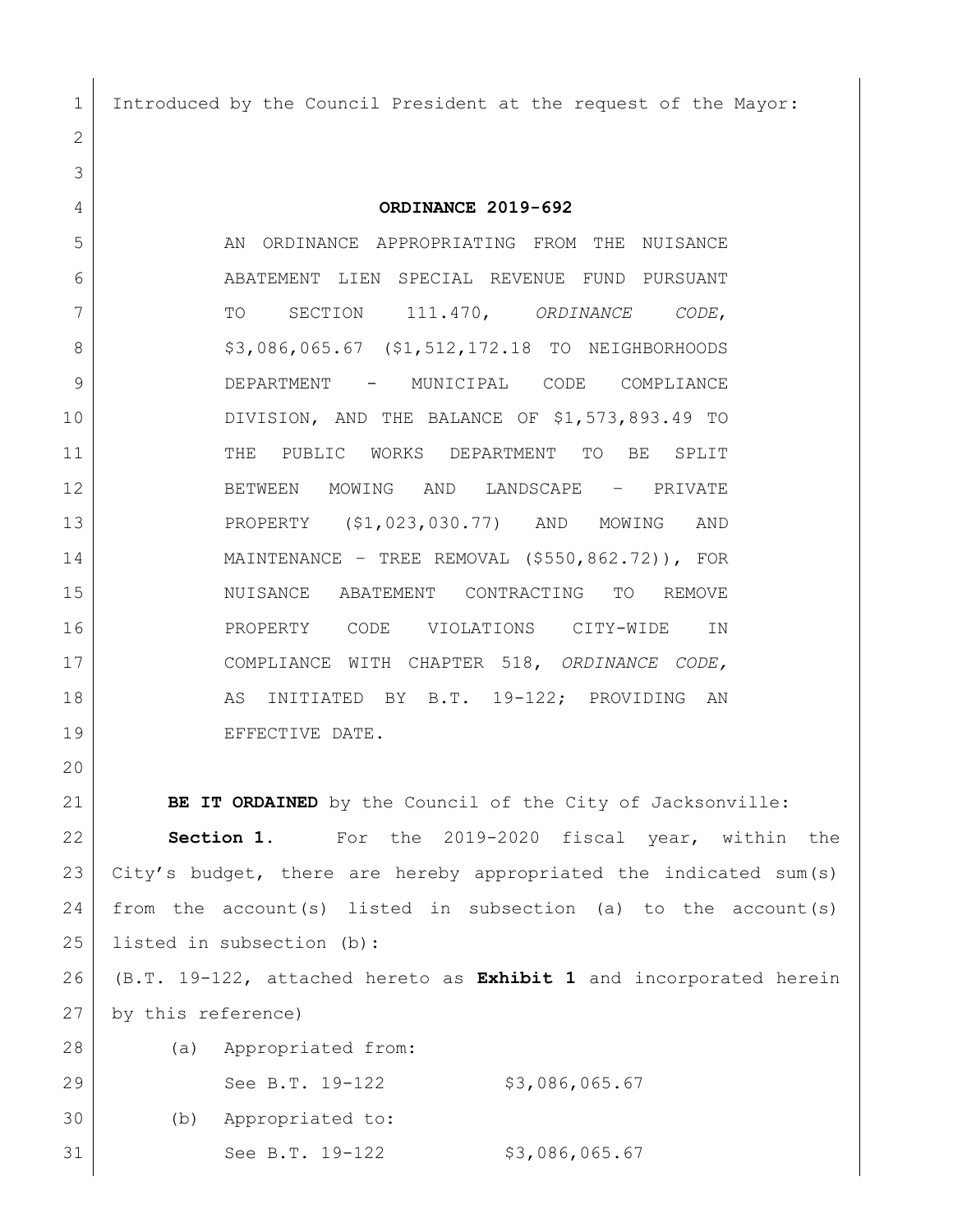Introduced by the Council President at the request of the Mayor:

## ORDINANCE 2019-692

AN ORDINANCE APPROPRIATING FROM THE NUISANCE ABATEMENT LIEN SPECIAL REVENUE FUND PURSUANT TO SECTION 111.470, *ORDINANCE CODE*, $3,086,065.67 ($1,512,172.18 TO NEIGHBORHOODS DEPARTMENT - MUNICIPAL CODE COMPLIANCE DIVISION, AND THE BALANCE OF $1,573,893.49 TO THE PUBLIC WORKS DEPARTMENT TO BE SPLIT BETWEEN MOWING AND LANDSCAPE – PRIVATE PROPERTY ($1,023,030.77) AND MOWING AND MAINTENANCE – TREE REMOVAL ($550,862.72)), FOR NUISANCE ABATEMENT CONTRACTING TO REMOVE PROPERTY CODE VIOLATIONS CITY-WIDE IN COMPLIANCE WITH CHAPTER 518, *ORDINANCE CODE,* AS INITIATED BY B.T. 19-122; PROVIDING AN EFFECTIVE DATE.

**BE IT ORDAINED** by the Council of the City of Jacksonville:

**Section 1.** For the 2019-2020 fiscal year, within the City's budget, there are hereby appropriated the indicated sum(s) from the account(s) listed in subsection (a) to the account(s) listed in subsection (b):

(B.T. 19-122, attached hereto as **Exhibit 1** and incorporated herein by this reference)

(a) Appropriated from:

See B.T. 19-122 $3,086,065.67

(b) Appropriated to:

See B.T. 19-122 $3,086,065.67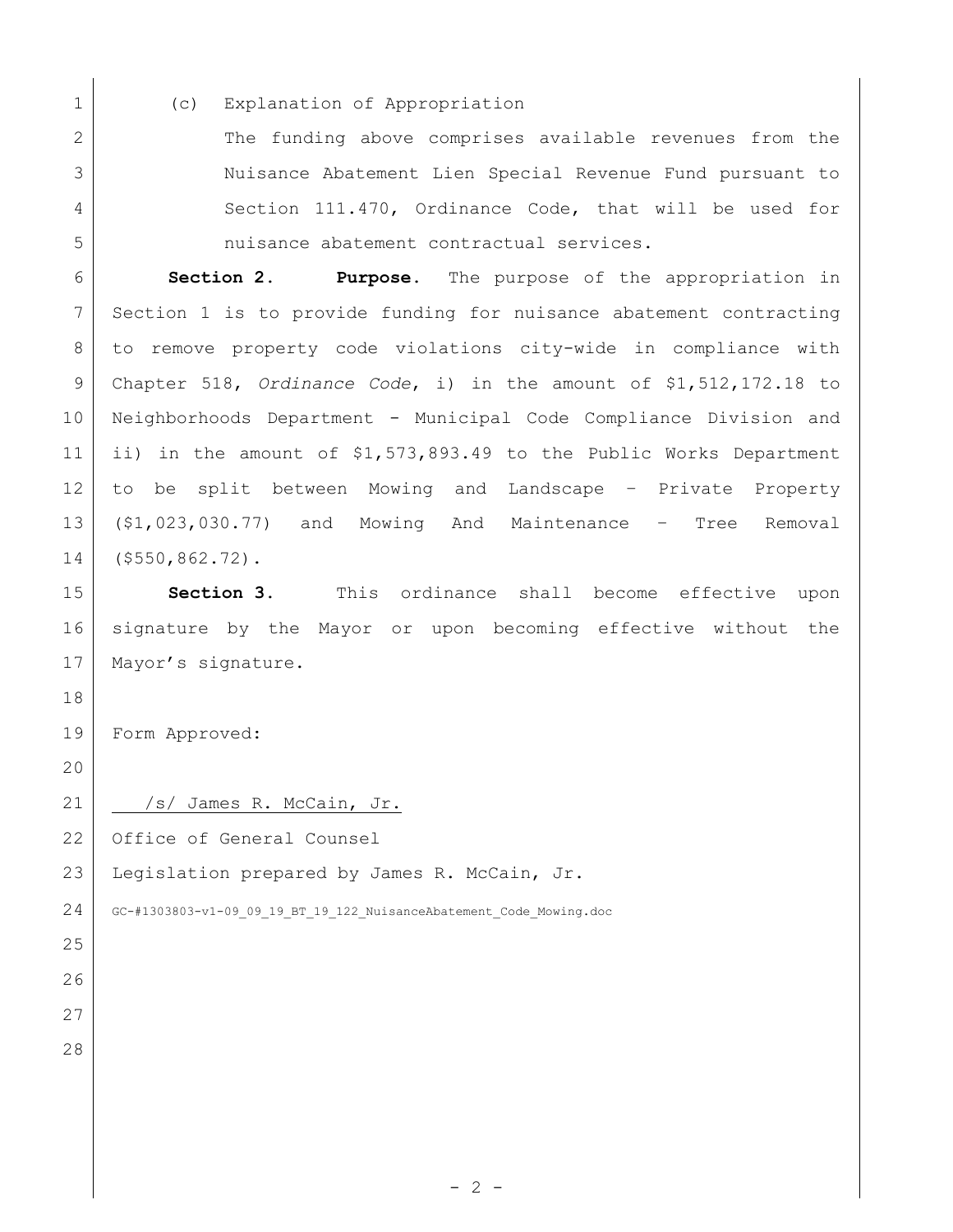(c) Explanation of Appropriation

The funding above comprises available revenues from the Nuisance Abatement Lien Special Revenue Fund pursuant to Section 111.470, Ordinance Code, that will be used for nuisance abatement contractual services.

**Section 2. Purpose.** The purpose of the appropriation in Section 1 is to provide funding for nuisance abatement contracting to remove property code violations city-wide in compliance with Chapter 518, *Ordinance Code*, i) in the amount of $1,512,172.18 to Neighborhoods Department - Municipal Code Compliance Division and ii) in the amount of $1,573,893.49 to the Public Works Department to be split between Mowing and Landscape – Private Property ($1,023,030.77) and Mowing And Maintenance – Tree Removal ($550,862.72).

**Section 3.** This ordinance shall become effective upon signature by the Mayor or upon becoming effective without the Mayor's signature.

Form Approved:

/s/ James R. McCain, Jr.

Office of General Counsel

Legislation prepared by James R. McCain, Jr.

GC-#1303803-v1-09_09_19_BT_19_122_NuisanceAbatement_Code_Mowing.doc